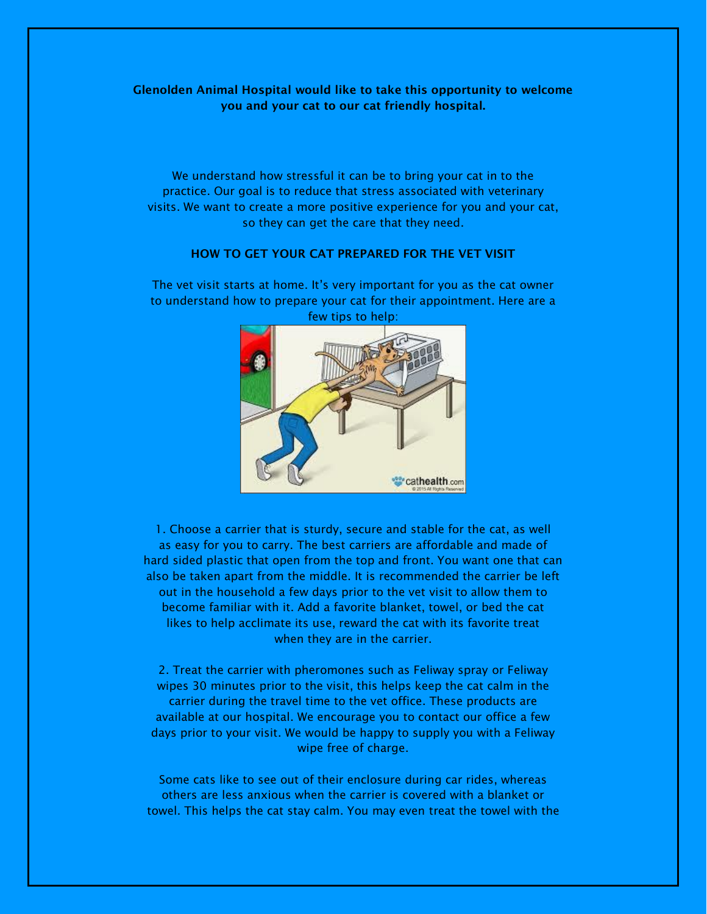**Glenolden Animal Hospital would like to take this opportunity to welcome you and your cat to our cat friendly hospital.**

We understand how stressful it can be to bring your cat in to the practice. Our goal is to reduce that stress associated with veterinary visits. We want to create a more positive experience for you and your cat, so they can get the care that they need.

**HOW TO GET YOUR CAT PREPARED FOR THE VET VISIT**

The vet visit starts at home. It's very important for you as the cat owner to understand how to prepare your cat for their appointment. Here are a few tips to help:

1. Choose a carrier that is sturdy, secure and stable for the cat, as well as easy for you to carry. The best carriers are affordable and made of hard sided plastic that open from the top and front. You want one that can also be taken apart from the middle. It is recommended the carrier be left out in the household a few days prior to the vet visit to allow them to become familiar with it. Add a favorite blanket, towel, or bed the cat likes to help acclimate its use, reward the cat with its favorite treat when they are in the carrier.

2. Treat the carrier with pheromones such as Feliway spray or Feliway wipes 30 minutes prior to the visit, this helps keep the cat calm in the carrier during the travel time to the vet office. These products are available at our hospital. We encourage you to contact our office a few days prior to your visit. We would be happy to supply you with a Feliway wipe free of charge.

Some cats like to see out of their enclosure during car rides, whereas others are less anxious when the carrier is covered with a blanket or towel. This helps the cat stay calm. You may even treat the towel with the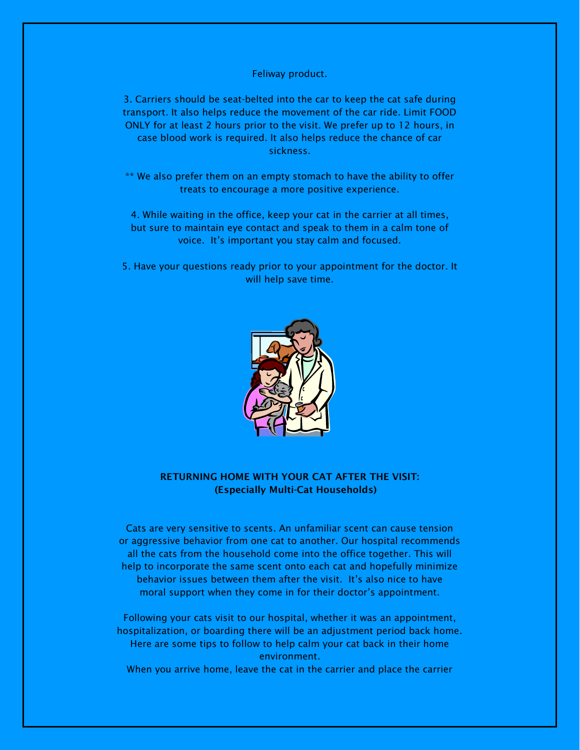Feliway product.

3. Carriers should be seat-belted into the car to keep the cat safe during transport. It also helps reduce the movement of the car ride. Limit FOOD ONLY for at least 2 hours prior to the visit. We prefer up to 12 hours, in case blood work is required. It also helps reduce the chance of car sickness.

** We also prefer them on an empty stomach to have the ability to offer treats to encourage a more positive experience.

4. While waiting in the office, keep your cat in the carrier at all times, but sure to maintain eye contact and speak to them in a calm tone of voice.  It's important you stay calm and focused.

5. Have your questions ready prior to your appointment for the doctor. It will help save time.

**RETURNING HOME WITH YOUR CAT AFTER THE VISIT:**
**(Especially Multi-Cat Households)**

Cats are very sensitive to scents. An unfamiliar scent can cause tension or aggressive behavior from one cat to another. Our hospital recommends all the cats from the household come into the office together. This will help to incorporate the same scent onto each cat and hopefully minimize behavior issues between them after the visit.  It's also nice to have moral support when they come in for their doctor's appointment.

Following your cats visit to our hospital, whether it was an appointment, hospitalization, or boarding there will be an adjustment period back home. Here are some tips to follow to help calm your cat back in their home environment.

When you arrive home, leave the cat in the carrier and place the carrier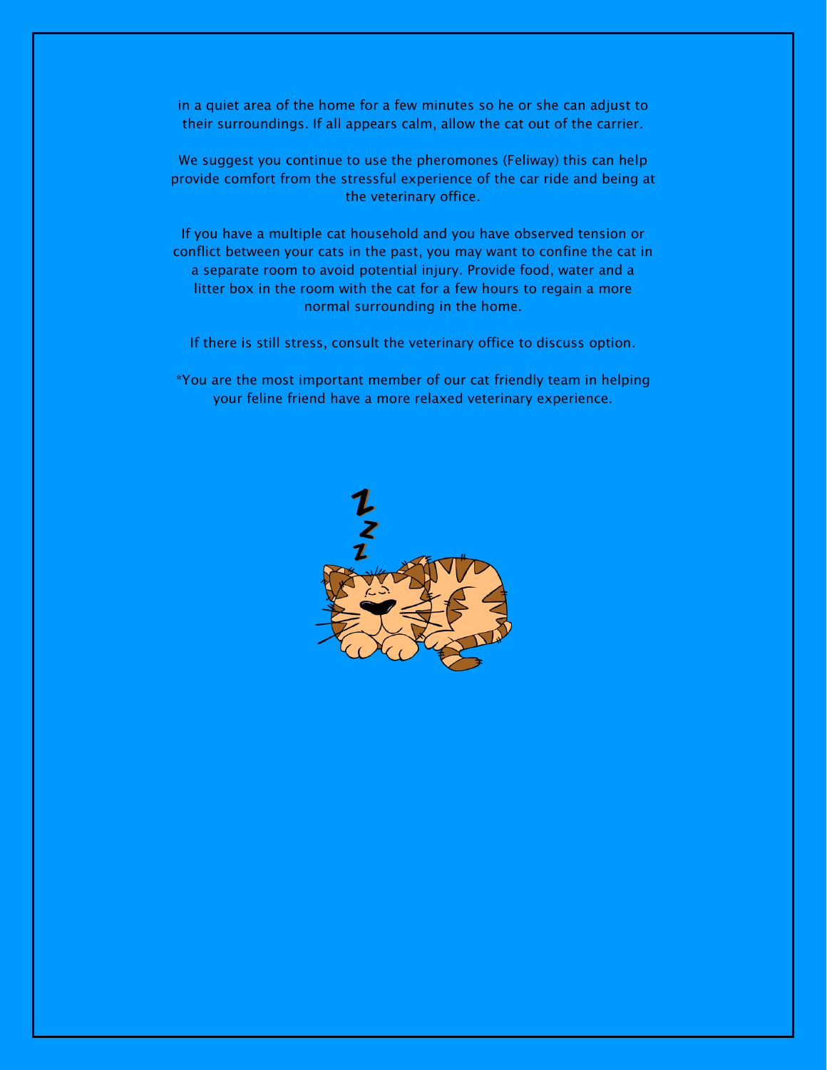in a quiet area of the home for a few minutes so he or she can adjust to their surroundings. If all appears calm, allow the cat out of the carrier.

We suggest you continue to use the pheromones (Feliway) this can help provide comfort from the stressful experience of the car ride and being at the veterinary office.

If you have a multiple cat household and you have observed tension or conflict between your cats in the past, you may want to confine the cat in a separate room to avoid potential injury. Provide food, water and a litter box in the room with the cat for a few hours to regain a more normal surrounding in the home.

If there is still stress, consult the veterinary office to discuss option.

*You are the most important member of our cat friendly team in helping your feline friend have a more relaxed veterinary experience.